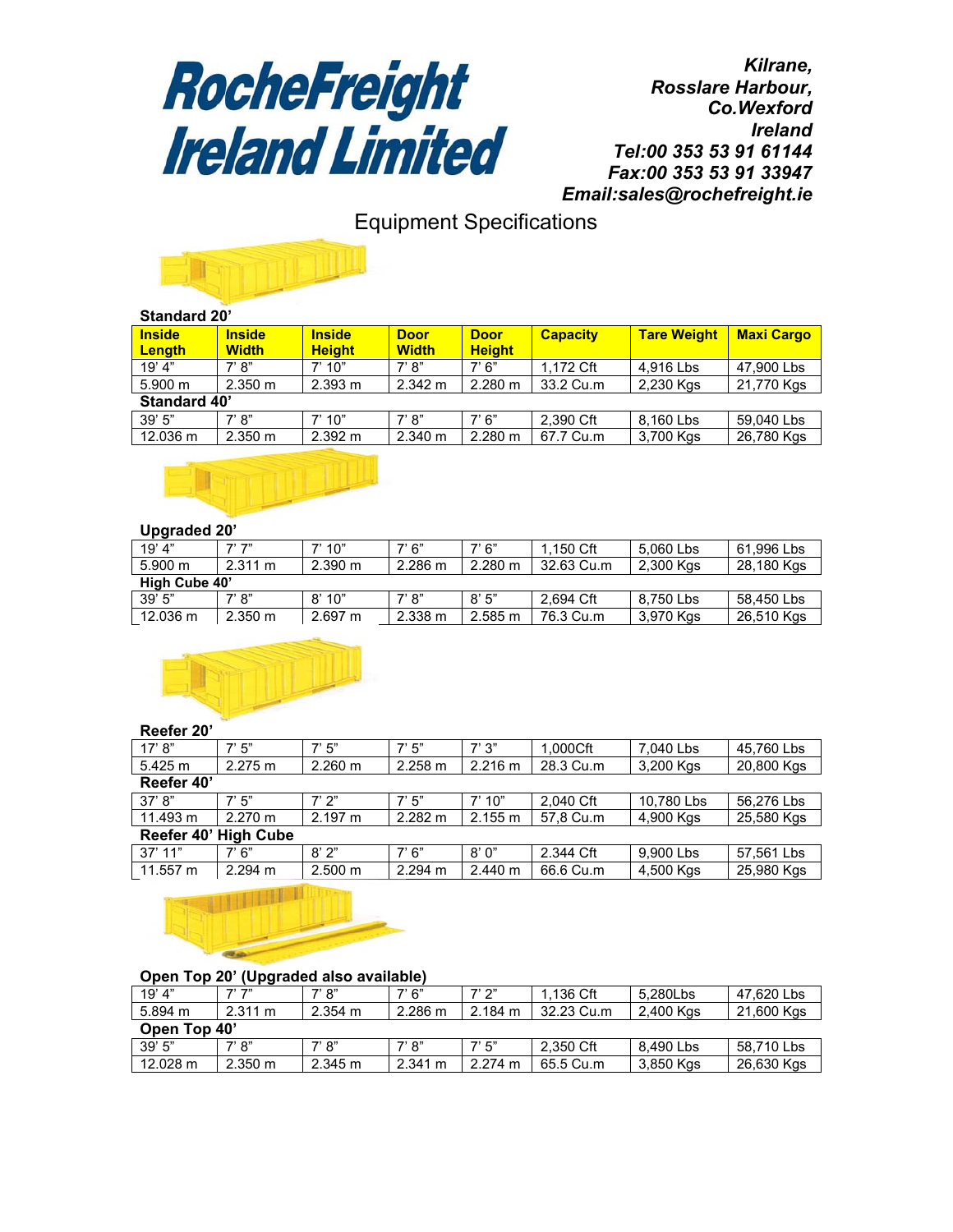# RocheFreight Ireland Limited

***Kilrane,***
***Rosslare Harbour,***
***Co.Wexford***
***Ireland***
***Tel:00 353 53 91 61144***
***Fax:00 353 53 91 33947***
***Email:sales@rochefreight.ie***

## Equipment Specifications

| Inside Length | Inside Width | Inside Height | Door Width | Door Height | Capacity | Tare Weight | Maxi Cargo |
|---|---|---|---|---|---|---|---|
| **Standard 20'** | | | | | | | |
| 19' 4" | 7' 8" | 7' 10" | 7' 8" | 7' 6" | 1,172 Cft | 4,916 Lbs | 47,900 Lbs |
| 5.900 m | 2.350 m | 2.393 m | 2.342 m | 2.280 m | 33.2 Cu.m | 2,230 Kgs | 21,770 Kgs |
| **Standard 40'** | | | | | | | |
| 39' 5" | 7' 8" | 7' 10" | 7' 8" | 7' 6" | 2,390 Cft | 8,160 Lbs | 59,040 Lbs |
| 12.036 m | 2.350 m | 2.392 m | 2.340 m | 2.280 m | 67.7 Cu.m | 3,700 Kgs | 26,780 Kgs |
| **Upgraded 20'** | | | | | | | |
| 19' 4" | 7' 7" | 7' 10" | 7' 6" | 7' 6" | 1,150 Cft | 5,060 Lbs | 61,996 Lbs |
| 5.900 m | 2.311 m | 2.390 m | 2.286 m | 2.280 m | 32.63 Cu.m | 2,300 Kgs | 28,180 Kgs |
| **High Cube 40'** | | | | | | | |
| 39' 5" | 7' 8" | 8' 10" | 7' 8" | 8' 5" | 2,694 Cft | 8,750 Lbs | 58,450 Lbs |
| 12.036 m | 2.350 m | 2.697 m | 2.338 m | 2.585 m | 76.3 Cu.m | 3,970 Kgs | 26,510 Kgs |
| **Reefer 20'** | | | | | | | |
| 17' 8" | 7' 5" | 7' 5" | 7' 5" | 7' 3" | 1,000Cft | 7,040 Lbs | 45,760 Lbs |
| 5.425 m | 2.275 m | 2.260 m | 2.258 m | 2.216 m | 28.3 Cu.m | 3,200 Kgs | 20,800 Kgs |
| **Reefer 40'** | | | | | | | |
| 37' 8" | 7' 5" | 7' 2" | 7' 5" | 7' 10" | 2,040 Cft | 10,780 Lbs | 56,276 Lbs |
| 11.493 m | 2.270 m | 2.197 m | 2.282 m | 2.155 m | 57,8 Cu.m | 4,900 Kgs | 25,580 Kgs |
| **Reefer 40' High Cube** | | | | | | | |
| 37' 11" | 7' 6" | 8' 2" | 7' 6" | 8' 0" | 2.344 Cft | 9,900 Lbs | 57,561 Lbs |
| 11.557 m | 2.294 m | 2.500 m | 2.294 m | 2.440 m | 66.6 Cu.m | 4,500 Kgs | 25,980 Kgs |
| **Open Top 20' (Upgraded also available)** | | | | | | | |
| 19' 4" | 7' 7" | 7' 8" | 7' 6" | 7' 2" | 1,136 Cft | 5,280Lbs | 47,620 Lbs |
| 5.894 m | 2.311 m | 2.354 m | 2.286 m | 2.184 m | 32.23 Cu.m | 2,400 Kgs | 21,600 Kgs |
| **Open Top 40'** | | | | | | | |
| 39' 5" | 7' 8" | 7' 8" | 7' 8" | 7' 5" | 2,350 Cft | 8,490 Lbs | 58,710 Lbs |
| 12.028 m | 2.350 m | 2.345 m | 2.341 m | 2.274 m | 65.5 Cu.m | 3,850 Kgs | 26,630 Kgs |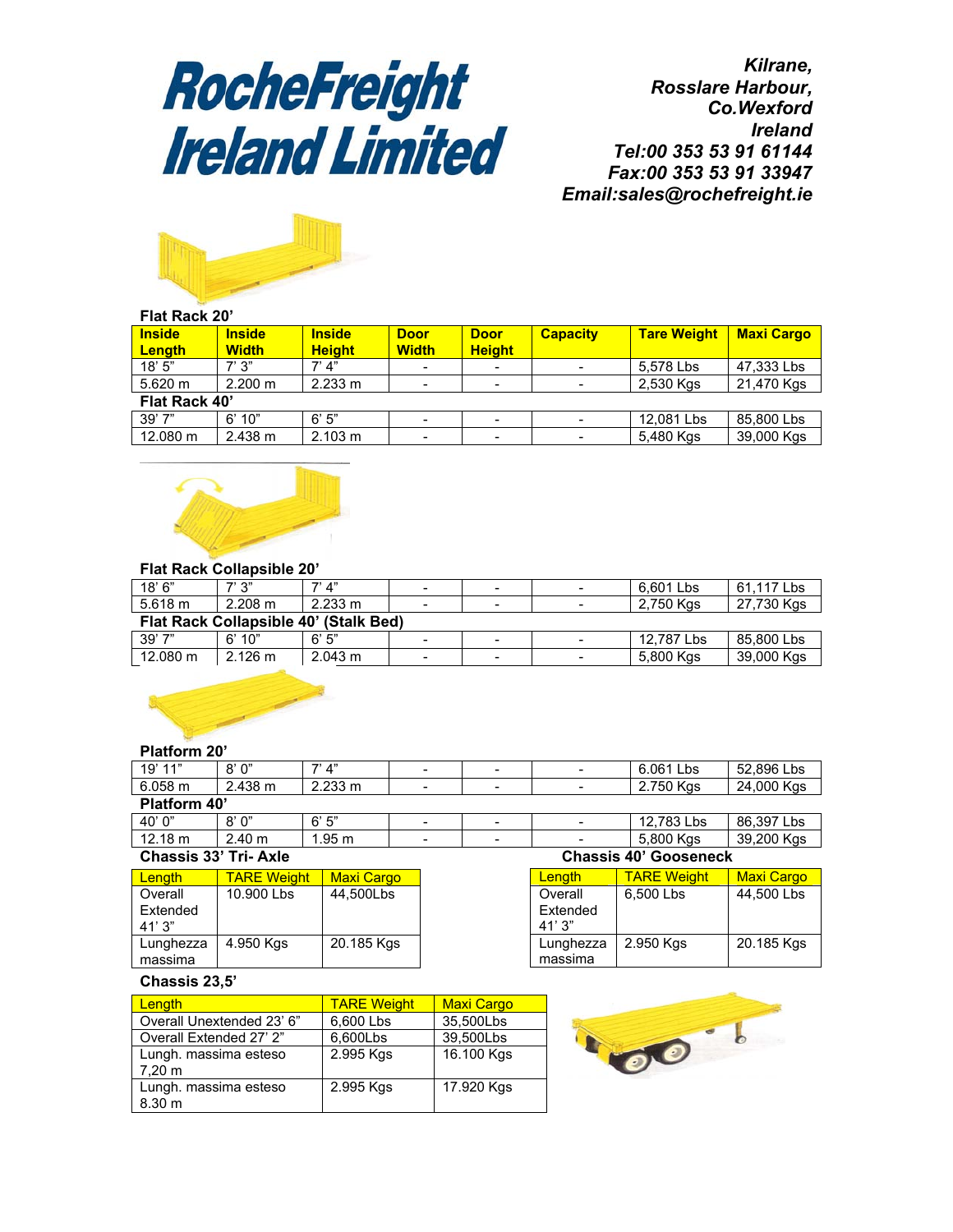# RocheFreight Ireland Limited

*Kilrane,*
*Rosslare Harbour,*
*Co.Wexford*
*Ireland*
*Tel:00 353 53 91 61144*
*Fax:00 353 53 91 33947*
*Email:sales@rochefreight.ie*

**Flat Rack 20'**

| Inside Length | Inside Width | Inside Height | Door Width | Door Height | Capacity | Tare Weight | Maxi Cargo |
|---|---|---|---|---|---|---|---|
| 18' 5" | 7' 3" | 7' 4" | - | - | - | 5,578 Lbs | 47,333 Lbs |
| 5.620 m | 2.200 m | 2.233 m | - | - | - | 2,530 Kgs | 21,470 Kgs |
| **Flat Rack 40'** | | | | | | | |
| 39' 7" | 6' 10" | 6' 5" | - | - | - | 12,081 Lbs | 85,800 Lbs |
| 12.080 m | 2.438 m | 2.103 m | - | - | - | 5,480 Kgs | 39,000 Kgs |

**Flat Rack Collapsible 20'**

| | | | | | | | |
|---|---|---|---|---|---|---|---|
| 18' 6" | 7' 3" | 7' 4" | - | - | - | 6,601 Lbs | 61,117 Lbs |
| 5.618 m | 2.208 m | 2.233 m | - | - | - | 2,750 Kgs | 27,730 Kgs |
| **Flat Rack Collapsible 40' (Stalk Bed)** | | | | | | | |
| 39' 7" | 6' 10" | 6' 5" | - | - | - | 12,787 Lbs | 85,800 Lbs |
| 12.080 m | 2.126 m | 2.043 m | - | - | - | 5,800 Kgs | 39,000 Kgs |

**Platform 20'**

| | | | | | | | |
|---|---|---|---|---|---|---|---|
| 19' 11" | 8' 0" | 7' 4" | - | - | - | 6.061 Lbs | 52,896 Lbs |
| 6.058 m | 2.438 m | 2.233 m | - | - | - | 2.750 Kgs | 24,000 Kgs |
| **Platform 40'** | | | | | | | |
| 40' 0" | 8' 0" | 6' 5" | - | - | - | 12,783 Lbs | 86,397 Lbs |
| 12.18 m | 2.40 m | 1.95 m | - | - | - | 5,800 Kgs | 39,200 Kgs |

**Chassis 33' Tri- Axle**

| Length | TARE Weight | Maxi Cargo |
|---|---|---|
| Overall Extended 41' 3" | 10.900 Lbs | 44,500Lbs |
| Lunghezza massima | 4.950 Kgs | 20.185 Kgs |

**Chassis 40' Gooseneck**

| Length | TARE Weight | Maxi Cargo |
|---|---|---|
| Overall Extended 41' 3" | 6,500 Lbs | 44,500 Lbs |
| Lunghezza massima | 2.950 Kgs | 20.185 Kgs |

**Chassis 23,5'**

| Length | TARE Weight | Maxi Cargo |
|---|---|---|
| Overall Unextended 23' 6" | 6,600 Lbs | 35,500Lbs |
| Overall Extended 27' 2" | 6,600Lbs | 39,500Lbs |
| Lungh. massima esteso 7,20 m | 2.995 Kgs | 16.100 Kgs |
| Lungh. massima esteso 8.30 m | 2.995 Kgs | 17.920 Kgs |